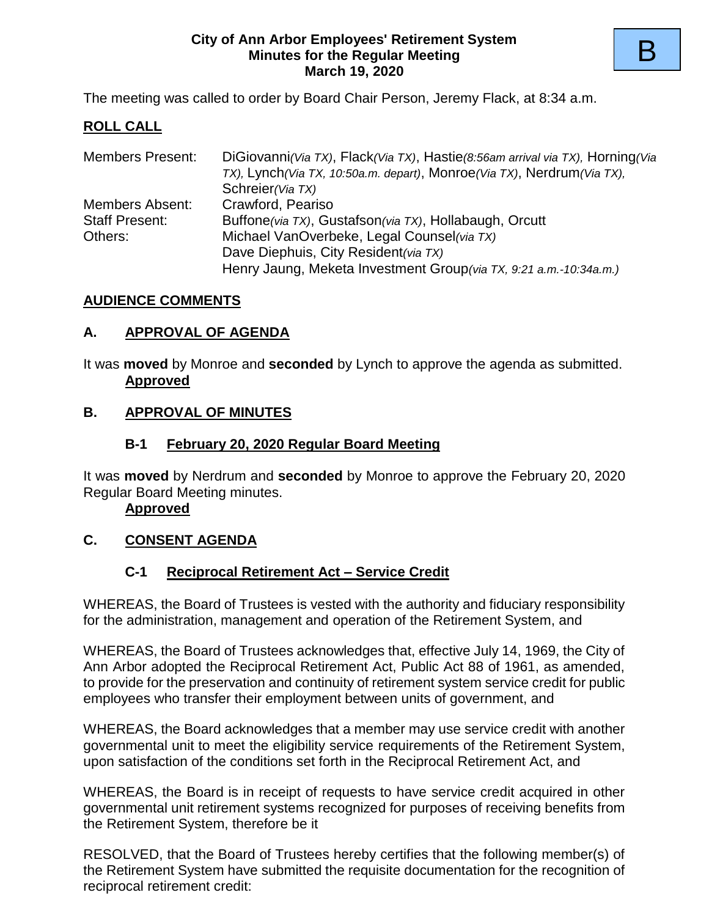B

**City of Ann Arbor Employees' Retirement System**
**Minutes for the Regular Meeting**
**March 19, 2020**

The meeting was called to order by Board Chair Person, Jeremy Flack, at 8:34 a.m.

## ROLL CALL

| | |
|---|---|
| Members Present: | DiGiovanni*(Via TX)*, Flack*(Via TX)*, Hastie*(8:56am arrival via TX),* Horning*(Via TX),* Lynch*(Via TX, 10:50a.m. depart)*, Monroe*(Via TX)*, Nerdrum*(Via TX),* Schreier*(Via TX)* |
| Members Absent: | Crawford, Peariso |
| Staff Present: | Buffone*(via TX)*, Gustafson*(via TX)*, Hollabaugh, Orcutt |
| Others: | Michael VanOverbeke, Legal Counsel*(via TX)*<br>Dave Diephuis, City Resident*(via TX)*<br>Henry Jaung, Meketa Investment Group*(via TX, 9:21 a.m.-10:34a.m.)* |

## AUDIENCE COMMENTS

## A. APPROVAL OF AGENDA

It was **moved** by Monroe and **seconded** by Lynch to approve the agenda as submitted.
**Approved**

## B. APPROVAL OF MINUTES

### B-1 February 20, 2020 Regular Board Meeting

It was **moved** by Nerdrum and **seconded** by Monroe to approve the February 20, 2020 Regular Board Meeting minutes.
**Approved**

## C. CONSENT AGENDA

### C-1 Reciprocal Retirement Act – Service Credit

WHEREAS, the Board of Trustees is vested with the authority and fiduciary responsibility for the administration, management and operation of the Retirement System, and

WHEREAS, the Board of Trustees acknowledges that, effective July 14, 1969, the City of Ann Arbor adopted the Reciprocal Retirement Act, Public Act 88 of 1961, as amended, to provide for the preservation and continuity of retirement system service credit for public employees who transfer their employment between units of government, and

WHEREAS, the Board acknowledges that a member may use service credit with another governmental unit to meet the eligibility service requirements of the Retirement System, upon satisfaction of the conditions set forth in the Reciprocal Retirement Act, and

WHEREAS, the Board is in receipt of requests to have service credit acquired in other governmental unit retirement systems recognized for purposes of receiving benefits from the Retirement System, therefore be it

RESOLVED, that the Board of Trustees hereby certifies that the following member(s) of the Retirement System have submitted the requisite documentation for the recognition of reciprocal retirement credit: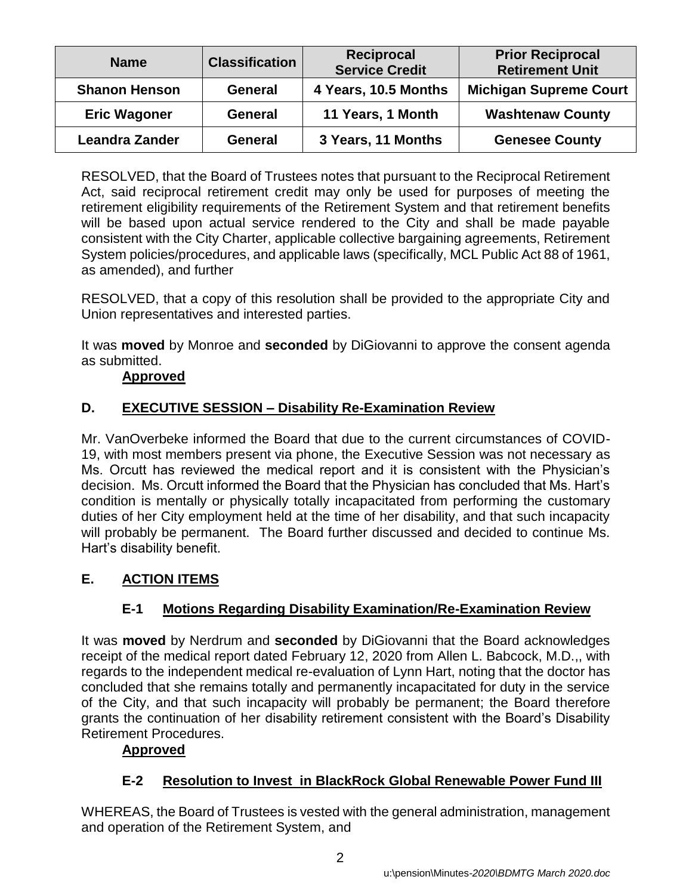| Name | Classification | Reciprocal Service Credit | Prior Reciprocal Retirement Unit |
|---|---|---|---|
| **Shanon Henson** | **General** | **4 Years, 10.5 Months** | **Michigan Supreme Court** |
| **Eric Wagoner** | **General** | **11 Years, 1 Month** | **Washtenaw County** |
| **Leandra Zander** | **General** | **3 Years, 11 Months** | **Genesee County** |

RESOLVED, that the Board of Trustees notes that pursuant to the Reciprocal Retirement Act, said reciprocal retirement credit may only be used for purposes of meeting the retirement eligibility requirements of the Retirement System and that retirement benefits will be based upon actual service rendered to the City and shall be made payable consistent with the City Charter, applicable collective bargaining agreements, Retirement System policies/procedures, and applicable laws (specifically, MCL Public Act 88 of 1961, as amended), and further

RESOLVED, that a copy of this resolution shall be provided to the appropriate City and Union representatives and interested parties.

It was **moved** by Monroe and **seconded** by DiGiovanni to approve the consent agenda as submitted.

**Approved**

## D. EXECUTIVE SESSION – Disability Re-Examination Review

Mr. VanOverbeke informed the Board that due to the current circumstances of COVID-19, with most members present via phone, the Executive Session was not necessary as Ms. Orcutt has reviewed the medical report and it is consistent with the Physician's decision. Ms. Orcutt informed the Board that the Physician has concluded that Ms. Hart's condition is mentally or physically totally incapacitated from performing the customary duties of her City employment held at the time of her disability, and that such incapacity will probably be permanent. The Board further discussed and decided to continue Ms. Hart's disability benefit.

## E. ACTION ITEMS

### E-1 Motions Regarding Disability Examination/Re-Examination Review

It was **moved** by Nerdrum and **seconded** by DiGiovanni that the Board acknowledges receipt of the medical report dated February 12, 2020 from Allen L. Babcock, M.D.,, with regards to the independent medical re-evaluation of Lynn Hart, noting that the doctor has concluded that she remains totally and permanently incapacitated for duty in the service of the City, and that such incapacity will probably be permanent; the Board therefore grants the continuation of her disability retirement consistent with the Board's Disability Retirement Procedures.

**Approved**

### E-2 Resolution to Invest in BlackRock Global Renewable Power Fund III

WHEREAS, the Board of Trustees is vested with the general administration, management and operation of the Retirement System, and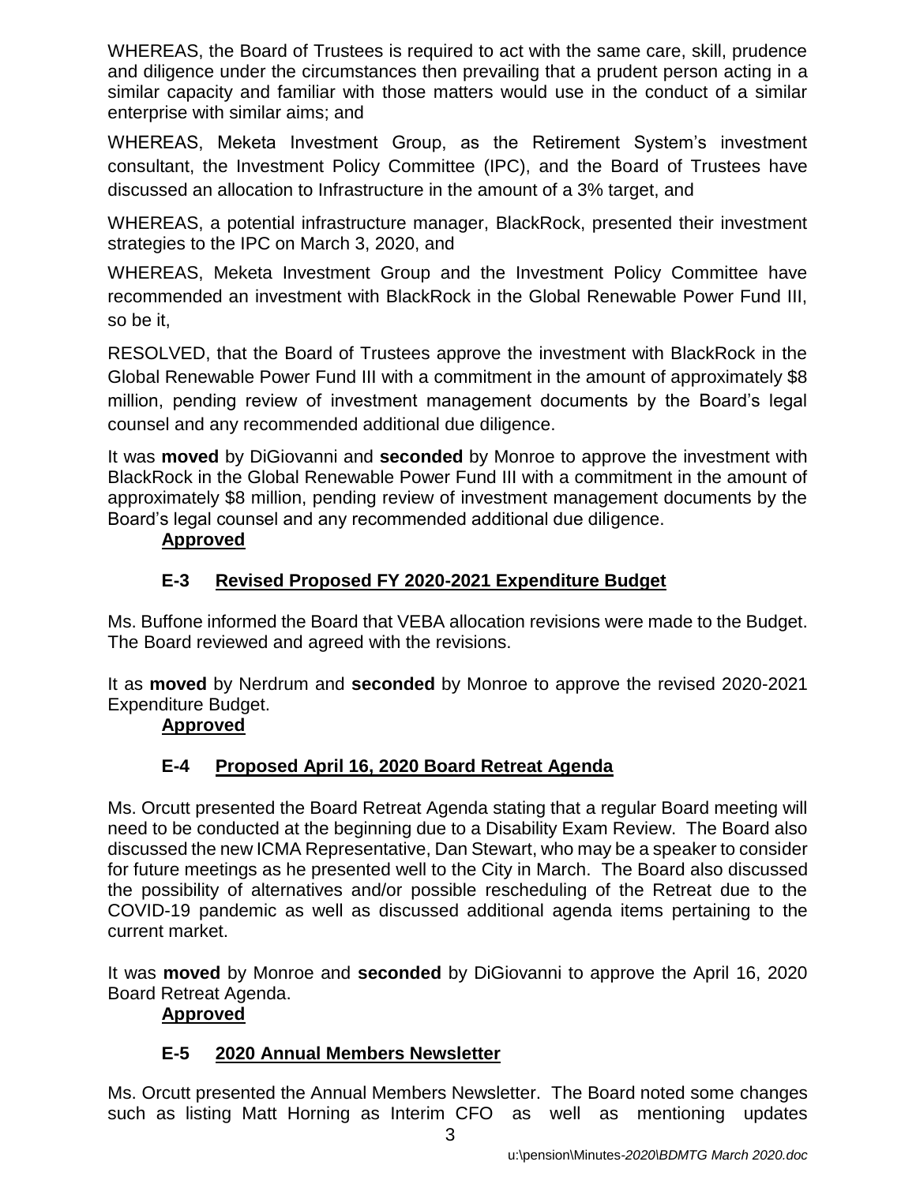WHEREAS, the Board of Trustees is required to act with the same care, skill, prudence and diligence under the circumstances then prevailing that a prudent person acting in a similar capacity and familiar with those matters would use in the conduct of a similar enterprise with similar aims; and

WHEREAS, Meketa Investment Group, as the Retirement System's investment consultant, the Investment Policy Committee (IPC), and the Board of Trustees have discussed an allocation to Infrastructure in the amount of a 3% target, and

WHEREAS, a potential infrastructure manager, BlackRock, presented their investment strategies to the IPC on March 3, 2020, and

WHEREAS, Meketa Investment Group and the Investment Policy Committee have recommended an investment with BlackRock in the Global Renewable Power Fund III, so be it,

RESOLVED, that the Board of Trustees approve the investment with BlackRock in the Global Renewable Power Fund III with a commitment in the amount of approximately $8 million, pending review of investment management documents by the Board's legal counsel and any recommended additional due diligence.

It was **moved** by DiGiovanni and **seconded** by Monroe to approve the investment with BlackRock in the Global Renewable Power Fund III with a commitment in the amount of approximately $8 million, pending review of investment management documents by the Board's legal counsel and any recommended additional due diligence.

**Approved**

### E-3 Revised Proposed FY 2020-2021 Expenditure Budget

Ms. Buffone informed the Board that VEBA allocation revisions were made to the Budget. The Board reviewed and agreed with the revisions.

It as **moved** by Nerdrum and **seconded** by Monroe to approve the revised 2020-2021 Expenditure Budget.

**Approved**

### E-4 Proposed April 16, 2020 Board Retreat Agenda

Ms. Orcutt presented the Board Retreat Agenda stating that a regular Board meeting will need to be conducted at the beginning due to a Disability Exam Review. The Board also discussed the new ICMA Representative, Dan Stewart, who may be a speaker to consider for future meetings as he presented well to the City in March. The Board also discussed the possibility of alternatives and/or possible rescheduling of the Retreat due to the COVID-19 pandemic as well as discussed additional agenda items pertaining to the current market.

It was **moved** by Monroe and **seconded** by DiGiovanni to approve the April 16, 2020 Board Retreat Agenda.

**Approved**

### E-5 2020 Annual Members Newsletter

Ms. Orcutt presented the Annual Members Newsletter. The Board noted some changes such as listing Matt Horning as Interim CFO as well as mentioning updates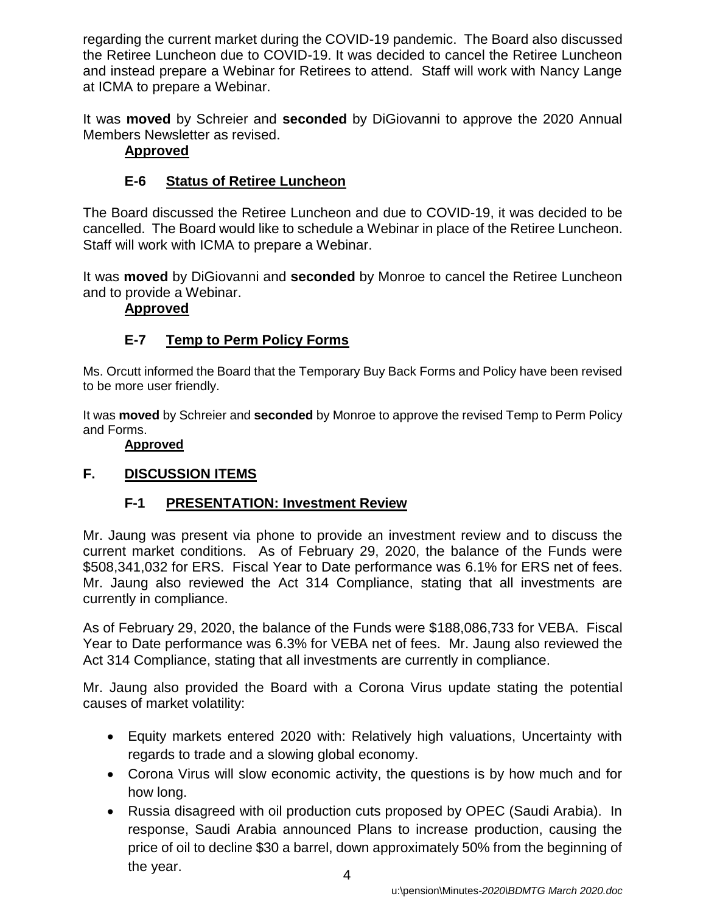regarding the current market during the COVID-19 pandemic. The Board also discussed the Retiree Luncheon due to COVID-19. It was decided to cancel the Retiree Luncheon and instead prepare a Webinar for Retirees to attend. Staff will work with Nancy Lange at ICMA to prepare a Webinar.

It was **moved** by Schreier and **seconded** by DiGiovanni to approve the 2020 Annual Members Newsletter as revised.

**Approved**

### E-6 Status of Retiree Luncheon

The Board discussed the Retiree Luncheon and due to COVID-19, it was decided to be cancelled. The Board would like to schedule a Webinar in place of the Retiree Luncheon. Staff will work with ICMA to prepare a Webinar.

It was **moved** by DiGiovanni and **seconded** by Monroe to cancel the Retiree Luncheon and to provide a Webinar.

**Approved**

### E-7 Temp to Perm Policy Forms

Ms. Orcutt informed the Board that the Temporary Buy Back Forms and Policy have been revised to be more user friendly.

It was **moved** by Schreier and **seconded** by Monroe to approve the revised Temp to Perm Policy and Forms.

**Approved**

## F. DISCUSSION ITEMS

### F-1 PRESENTATION: Investment Review

Mr. Jaung was present via phone to provide an investment review and to discuss the current market conditions. As of February 29, 2020, the balance of the Funds were \$508,341,032 for ERS. Fiscal Year to Date performance was 6.1% for ERS net of fees. Mr. Jaung also reviewed the Act 314 Compliance, stating that all investments are currently in compliance.

As of February 29, 2020, the balance of the Funds were \$188,086,733 for VEBA. Fiscal Year to Date performance was 6.3% for VEBA net of fees. Mr. Jaung also reviewed the Act 314 Compliance, stating that all investments are currently in compliance.

Mr. Jaung also provided the Board with a Corona Virus update stating the potential causes of market volatility:

- Equity markets entered 2020 with: Relatively high valuations, Uncertainty with regards to trade and a slowing global economy.
- Corona Virus will slow economic activity, the questions is by how much and for how long.
- Russia disagreed with oil production cuts proposed by OPEC (Saudi Arabia). In response, Saudi Arabia announced Plans to increase production, causing the price of oil to decline \$30 a barrel, down approximately 50% from the beginning of the year.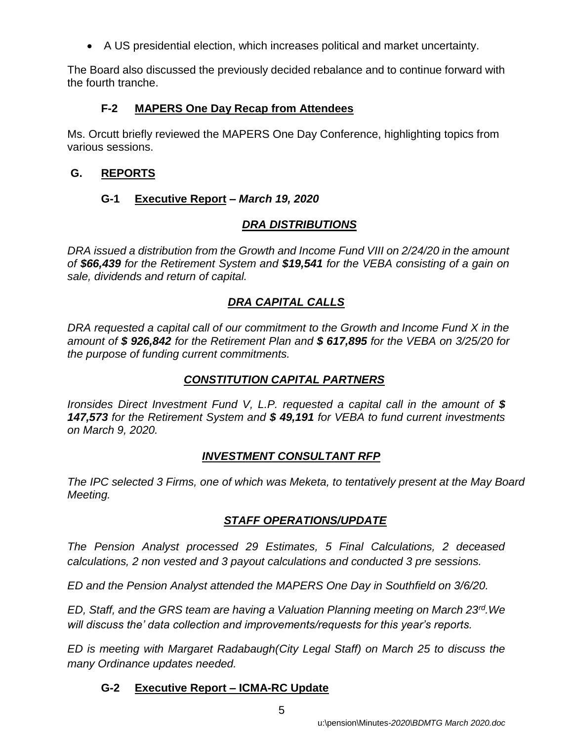- A US presidential election, which increases political and market uncertainty.

The Board also discussed the previously decided rebalance and to continue forward with the fourth tranche.

### F-2 MAPERS One Day Recap from Attendees

Ms. Orcutt briefly reviewed the MAPERS One Day Conference, highlighting topics from various sessions.

## G. REPORTS

### G-1 Executive Report – *March 19, 2020*

***DRA DISTRIBUTIONS***

*DRA issued a distribution from the Growth and Income Fund VIII on 2/24/20 in the amount of **$66,439** for the Retirement System and **$19,541** for the VEBA consisting of a gain on sale, dividends and return of capital.*

***DRA CAPITAL CALLS***

*DRA requested a capital call of our commitment to the Growth and Income Fund X in the amount of **$ 926,842** for the Retirement Plan and **$ 617,895** for the VEBA on 3/25/20 for the purpose of funding current commitments.*

***CONSTITUTION CAPITAL PARTNERS***

*Ironsides Direct Investment Fund V, L.P. requested a capital call in the amount of **$ 147,573** for the Retirement System and **$ 49,191** for VEBA to fund current investments on March 9, 2020.*

***INVESTMENT CONSULTANT RFP***

*The IPC selected 3 Firms, one of which was Meketa, to tentatively present at the May Board Meeting.*

***STAFF OPERATIONS/UPDATE***

*The Pension Analyst processed 29 Estimates, 5 Final Calculations, 2 deceased calculations, 2 non vested and 3 payout calculations and conducted 3 pre sessions.*

*ED and the Pension Analyst attended the MAPERS One Day in Southfield on 3/6/20.*

*ED, Staff, and the GRS team are having a Valuation Planning meeting on March 23rd.We will discuss the' data collection and improvements/requests for this year's reports.*

*ED is meeting with Margaret Radabaugh(City Legal Staff) on March 25 to discuss the many Ordinance updates needed.*

### G-2 Executive Report – ICMA-RC Update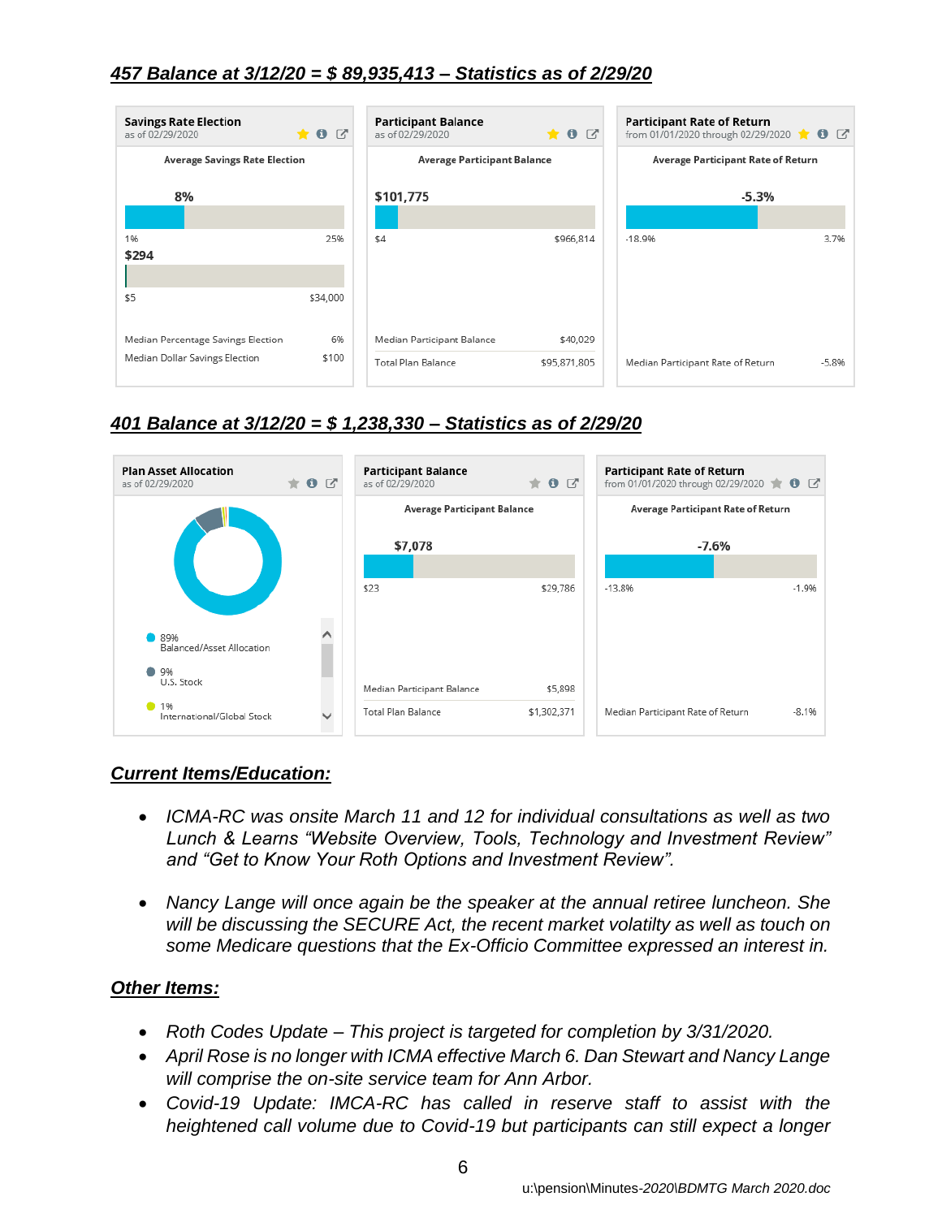***457 Balance at 3/12/20 = $ 89,935,413 – Statistics as of 2/29/20***

**Savings Rate Election**
as of 02/29/2020

Average Savings Rate Election

8%

1% — 25%

$294

$5 — $34,000

| | |
|---|---|
| Median Percentage Savings Election | 6% |
| Median Dollar Savings Election | $100 |

**Participant Balance**
as of 02/29/2020

Average Participant Balance

$101,775

$4 — $966,814

| | |
|---|---|
| Median Participant Balance | $40,029 |
| Total Plan Balance | $95,871,805 |

**Participant Rate of Return**
from 01/01/2020 through 02/29/2020

Average Participant Rate of Return

-5.3%

-18.9% — 3.7%

| | |
|---|---|
| Median Participant Rate of Return | -5.8% |

***401 Balance at 3/12/20 = $ 1,238,330 – Statistics as of 2/29/20***

**Plan Asset Allocation**
as of 02/29/2020

- 89% Balanced/Asset Allocation
- 9% U.S. Stock
- 1% International/Global Stock

**Participant Balance**
as of 02/29/2020

Average Participant Balance

$7,078

$23 — $29,786

| | |
|---|---|
| Median Participant Balance | $5,898 |
| Total Plan Balance | $1,302,371 |

**Participant Rate of Return**
from 01/01/2020 through 02/29/2020

Average Participant Rate of Return

-7.6%

-13.8% — -1.9%

| | |
|---|---|
| Median Participant Rate of Return | -8.1% |

***Current Items/Education:***

- *ICMA-RC was onsite March 11 and 12 for individual consultations as well as two Lunch & Learns "Website Overview, Tools, Technology and Investment Review" and "Get to Know Your Roth Options and Investment Review".*

- *Nancy Lange will once again be the speaker at the annual retiree luncheon. She will be discussing the SECURE Act, the recent market volatilty as well as touch on some Medicare questions that the Ex-Officio Committee expressed an interest in.*

***Other Items:***

- *Roth Codes Update – This project is targeted for completion by 3/31/2020.*
- *April Rose is no longer with ICMA effective March 6. Dan Stewart and Nancy Lange will comprise the on-site service team for Ann Arbor.*
- *Covid-19 Update: IMCA-RC has called in reserve staff to assist with the heightened call volume due to Covid-19 but participants can still expect a longer*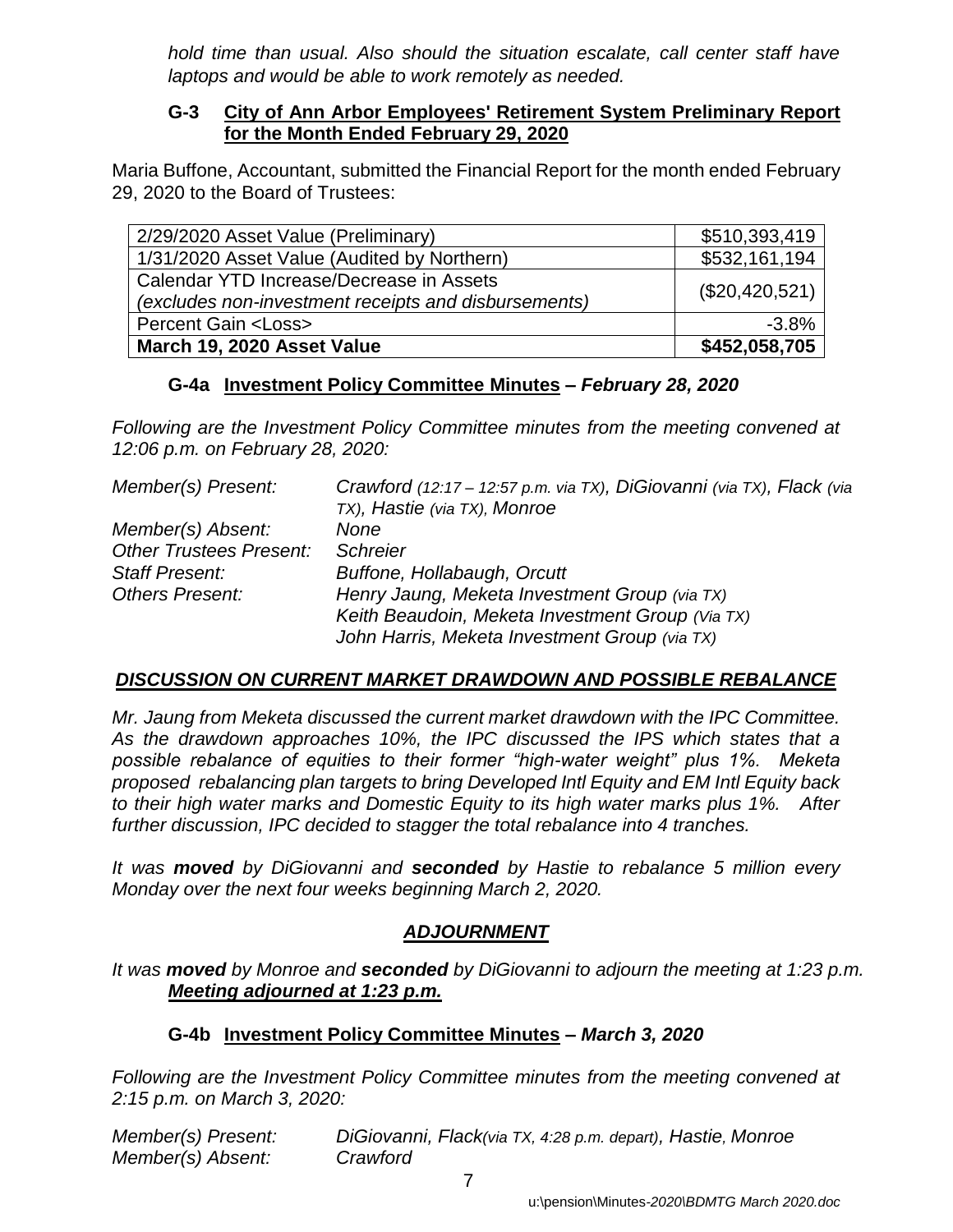*hold time than usual. Also should the situation escalate, call center staff have laptops and would be able to work remotely as needed.*

### G-3 City of Ann Arbor Employees' Retirement System Preliminary Report for the Month Ended February 29, 2020

Maria Buffone, Accountant, submitted the Financial Report for the month ended February 29, 2020 to the Board of Trustees:

| | |
|---|---|
| 2/29/2020 Asset Value (Preliminary) | $510,393,419 |
| 1/31/2020 Asset Value (Audited by Northern) | $532,161,194 |
| Calendar YTD Increase/Decrease in Assets *(excludes non-investment receipts and disbursements)* | ($20,420,521) |
| Percent Gain <Loss> | -3.8% |
| **March 19, 2020 Asset Value** | **$452,058,705** |

### G-4a Investment Policy Committee Minutes – *February 28, 2020*

*Following are the Investment Policy Committee minutes from the meeting convened at 12:06 p.m. on February 28, 2020:*

| | |
|---|---|
| *Member(s) Present:* | *Crawford (12:17 – 12:57 p.m. via TX), DiGiovanni (via TX), Flack (via TX), Hastie (via TX), Monroe* |
| *Member(s) Absent:* | *None* |
| *Other Trustees Present:* | *Schreier* |
| *Staff Present:* | *Buffone, Hollabaugh, Orcutt* |
| *Others Present:* | *Henry Jaung, Meketa Investment Group (via TX)*<br>*Keith Beaudoin, Meketa Investment Group (Via TX)*<br>*John Harris, Meketa Investment Group (via TX)* |

***DISCUSSION ON CURRENT MARKET DRAWDOWN AND POSSIBLE REBALANCE***

*Mr. Jaung from Meketa discussed the current market drawdown with the IPC Committee. As the drawdown approaches 10%, the IPC discussed the IPS which states that a possible rebalance of equities to their former "high-water weight" plus 1%. Meketa proposed rebalancing plan targets to bring Developed Intl Equity and EM Intl Equity back to their high water marks and Domestic Equity to its high water marks plus 1%. After further discussion, IPC decided to stagger the total rebalance into 4 tranches.*

*It was **moved** by DiGiovanni and **seconded** by Hastie to rebalance 5 million every Monday over the next four weeks beginning March 2, 2020.*

***ADJOURNMENT***

*It was **moved** by Monroe and **seconded** by DiGiovanni to adjourn the meeting at 1:23 p.m.*
***Meeting adjourned at 1:23 p.m.***

### G-4b Investment Policy Committee Minutes – *March 3, 2020*

*Following are the Investment Policy Committee minutes from the meeting convened at 2:15 p.m. on March 3, 2020:*

| | |
|---|---|
| *Member(s) Present:* | *DiGiovanni, Flack (via TX, 4:28 p.m. depart), Hastie, Monroe* |
| *Member(s) Absent:* | *Crawford* |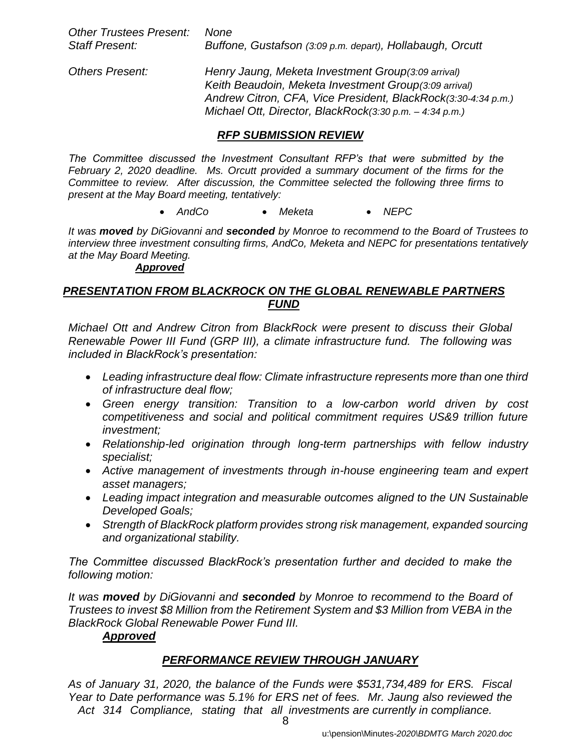*Other Trustees Present:* *None*
*Staff Present:* *Buffone, Gustafson (3:09 p.m. depart), Hollabaugh, Orcutt*

*Others Present:* *Henry Jaung, Meketa Investment Group(3:09 arrival)*
*Keith Beaudoin, Meketa Investment Group(3:09 arrival)*
*Andrew Citron, CFA, Vice President, BlackRock(3:30-4:34 p.m.)*
*Michael Ott, Director, BlackRock(3:30 p.m. – 4:34 p.m.)*

## ***RFP SUBMISSION REVIEW***

*The Committee discussed the Investment Consultant RFP's that were submitted by the February 2, 2020 deadline. Ms. Orcutt provided a summary document of the firms for the Committee to review. After discussion, the Committee selected the following three firms to present at the May Board meeting, tentatively:*

- *AndCo*
- *Meketa*
- *NEPC*

*It was **moved** by DiGiovanni and **seconded** by Monroe to recommend to the Board of Trustees to interview three investment consulting firms, AndCo, Meketa and NEPC for presentations tentatively at the May Board Meeting.*

***Approved***

## ***PRESENTATION FROM BLACKROCK ON THE GLOBAL RENEWABLE PARTNERS FUND***

*Michael Ott and Andrew Citron from BlackRock were present to discuss their Global Renewable Power III Fund (GRP III), a climate infrastructure fund. The following was included in BlackRock's presentation:*

- *Leading infrastructure deal flow: Climate infrastructure represents more than one third of infrastructure deal flow;*
- *Green energy transition: Transition to a low-carbon world driven by cost competitiveness and social and political commitment requires US&9 trillion future investment;*
- *Relationship-led origination through long-term partnerships with fellow industry specialist;*
- *Active management of investments through in-house engineering team and expert asset managers;*
- *Leading impact integration and measurable outcomes aligned to the UN Sustainable Developed Goals;*
- *Strength of BlackRock platform provides strong risk management, expanded sourcing and organizational stability.*

*The Committee discussed BlackRock's presentation further and decided to make the following motion:*

*It was **moved** by DiGiovanni and **seconded** by Monroe to recommend to the Board of Trustees to invest $8 Million from the Retirement System and $3 Million from VEBA in the BlackRock Global Renewable Power Fund III.*

***Approved***

## ***PERFORMANCE REVIEW THROUGH JANUARY***

*As of January 31, 2020, the balance of the Funds were $531,734,489 for ERS. Fiscal Year to Date performance was 5.1% for ERS net of fees. Mr. Jaung also reviewed the Act 314 Compliance, stating that all investments are currently in compliance.*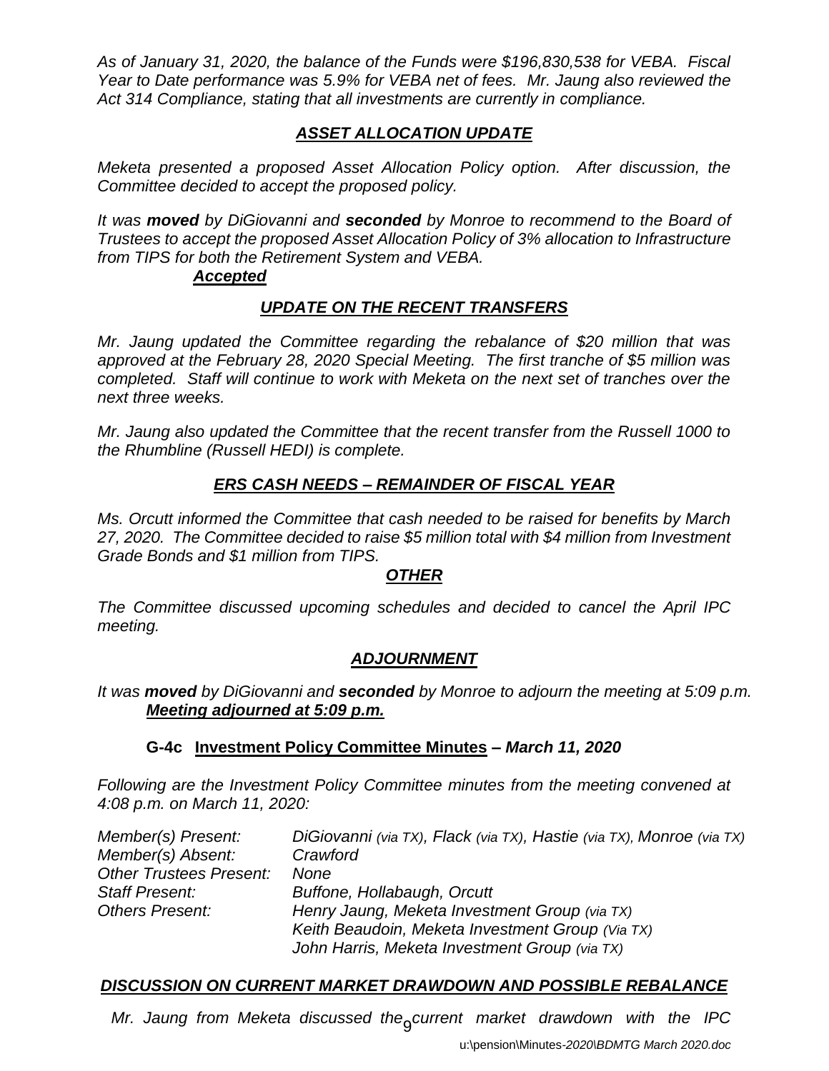*As of January 31, 2020, the balance of the Funds were $196,830,538 for VEBA. Fiscal Year to Date performance was 5.9% for VEBA net of fees. Mr. Jaung also reviewed the Act 314 Compliance, stating that all investments are currently in compliance.*

### ***ASSET ALLOCATION UPDATE***

*Meketa presented a proposed Asset Allocation Policy option. After discussion, the Committee decided to accept the proposed policy.*

*It was **moved** by DiGiovanni and **seconded** by Monroe to recommend to the Board of Trustees to accept the proposed Asset Allocation Policy of 3% allocation to Infrastructure from TIPS for both the Retirement System and VEBA.*

***Accepted***

### ***UPDATE ON THE RECENT TRANSFERS***

*Mr. Jaung updated the Committee regarding the rebalance of $20 million that was approved at the February 28, 2020 Special Meeting. The first tranche of $5 million was completed. Staff will continue to work with Meketa on the next set of tranches over the next three weeks.*

*Mr. Jaung also updated the Committee that the recent transfer from the Russell 1000 to the Rhumbline (Russell HEDI) is complete.*

### ***ERS CASH NEEDS – REMAINDER OF FISCAL YEAR***

*Ms. Orcutt informed the Committee that cash needed to be raised for benefits by March 27, 2020. The Committee decided to raise $5 million total with $4 million from Investment Grade Bonds and $1 million from TIPS.*

### ***OTHER***

*The Committee discussed upcoming schedules and decided to cancel the April IPC meeting.*

### ***ADJOURNMENT***

*It was **moved** by DiGiovanni and **seconded** by Monroe to adjourn the meeting at 5:09 p.m.*

***Meeting adjourned at 5:09 p.m.***

### **G-4c Investment Policy Committee Minutes** – *March 11, 2020*

*Following are the Investment Policy Committee minutes from the meeting convened at 4:08 p.m. on March 11, 2020:*

| | |
|---|---|
| *Member(s) Present:* | *DiGiovanni (via TX), Flack (via TX), Hastie (via TX), Monroe (via TX)* |
| *Member(s) Absent:* | *Crawford* |
| *Other Trustees Present:* | *None* |
| *Staff Present:* | *Buffone, Hollabaugh, Orcutt* |
| *Others Present:* | *Henry Jaung, Meketa Investment Group (via TX)*<br>*Keith Beaudoin, Meketa Investment Group (Via TX)*<br>*John Harris, Meketa Investment Group (via TX)* |

### ***DISCUSSION ON CURRENT MARKET DRAWDOWN AND POSSIBLE REBALANCE***

*Mr. Jaung from Meketa discussed the current market drawdown with the IPC*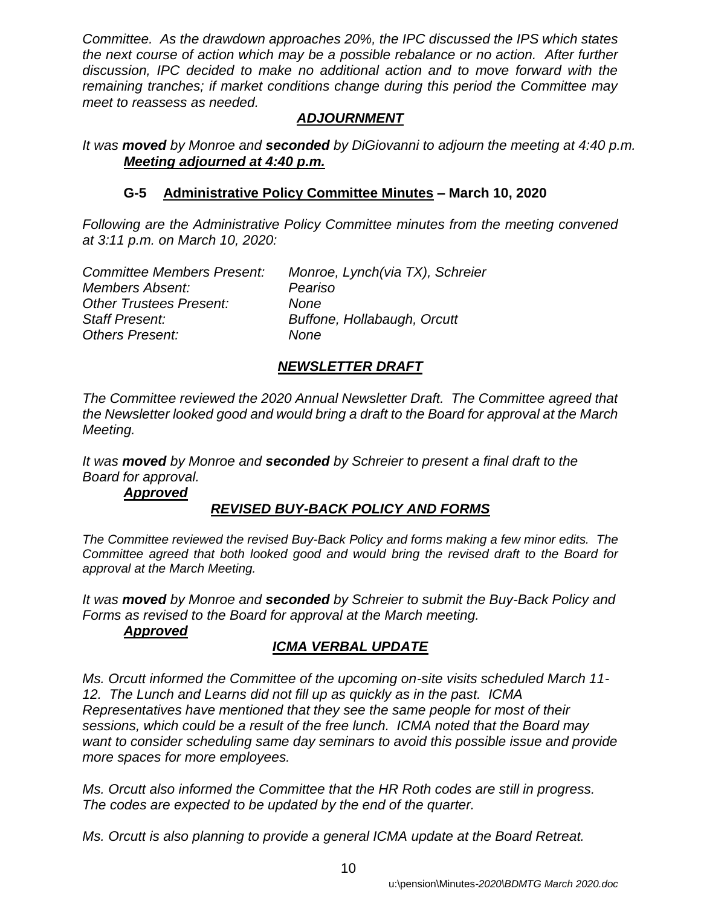*Committee. As the drawdown approaches 20%, the IPC discussed the IPS which states the next course of action which may be a possible rebalance or no action. After further discussion, IPC decided to make no additional action and to move forward with the remaining tranches; if market conditions change during this period the Committee may meet to reassess as needed.*

***ADJOURNMENT***

*It was **moved** by Monroe and **seconded** by DiGiovanni to adjourn the meeting at 4:40 p.m.*

***Meeting adjourned at 4:40 p.m.***

### G-5 Administrative Policy Committee Minutes – March 10, 2020

*Following are the Administrative Policy Committee minutes from the meeting convened at 3:11 p.m. on March 10, 2020:*

| | |
|---|---|
| *Committee Members Present:* | *Monroe, Lynch(via TX), Schreier* |
| *Members Absent:* | *Peariso* |
| *Other Trustees Present:* | *None* |
| *Staff Present:* | *Buffone, Hollabaugh, Orcutt* |
| *Others Present:* | *None* |

***NEWSLETTER DRAFT***

*The Committee reviewed the 2020 Annual Newsletter Draft. The Committee agreed that the Newsletter looked good and would bring a draft to the Board for approval at the March Meeting.*

*It was **moved** by Monroe and **seconded** by Schreier to present a final draft to the Board for approval.*

***Approved***

***REVISED BUY-BACK POLICY AND FORMS***

*The Committee reviewed the revised Buy-Back Policy and forms making a few minor edits. The Committee agreed that both looked good and would bring the revised draft to the Board for approval at the March Meeting.*

*It was **moved** by Monroe and **seconded** by Schreier to submit the Buy-Back Policy and Forms as revised to the Board for approval at the March meeting.*

***Approved***

***ICMA VERBAL UPDATE***

*Ms. Orcutt informed the Committee of the upcoming on-site visits scheduled March 11-12. The Lunch and Learns did not fill up as quickly as in the past. ICMA Representatives have mentioned that they see the same people for most of their sessions, which could be a result of the free lunch. ICMA noted that the Board may want to consider scheduling same day seminars to avoid this possible issue and provide more spaces for more employees.*

*Ms. Orcutt also informed the Committee that the HR Roth codes are still in progress. The codes are expected to be updated by the end of the quarter.*

*Ms. Orcutt is also planning to provide a general ICMA update at the Board Retreat.*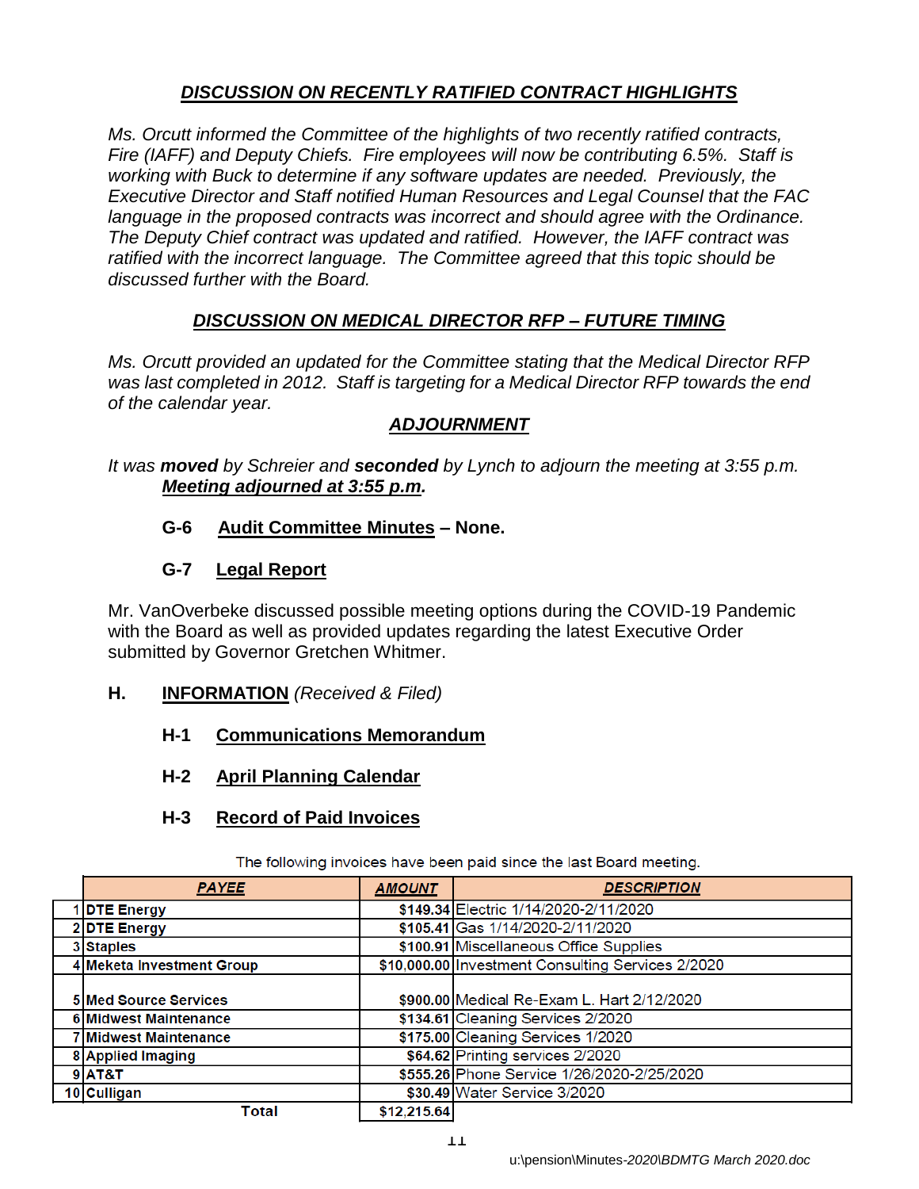### ***DISCUSSION ON RECENTLY RATIFIED CONTRACT HIGHLIGHTS***

*Ms. Orcutt informed the Committee of the highlights of two recently ratified contracts, Fire (IAFF) and Deputy Chiefs. Fire employees will now be contributing 6.5%. Staff is working with Buck to determine if any software updates are needed. Previously, the Executive Director and Staff notified Human Resources and Legal Counsel that the FAC language in the proposed contracts was incorrect and should agree with the Ordinance. The Deputy Chief contract was updated and ratified. However, the IAFF contract was ratified with the incorrect language. The Committee agreed that this topic should be discussed further with the Board.*

### ***DISCUSSION ON MEDICAL DIRECTOR RFP – FUTURE TIMING***

*Ms. Orcutt provided an updated for the Committee stating that the Medical Director RFP was last completed in 2012. Staff is targeting for a Medical Director RFP towards the end of the calendar year.*

### ***ADJOURNMENT***

*It was **moved** by Schreier and **seconded** by Lynch to adjourn the meeting at 3:55 p.m.*
***Meeting adjourned at 3:55 p.m.***

**G-6 Audit Committee Minutes – None.**

**G-7 Legal Report**

Mr. VanOverbeke discussed possible meeting options during the COVID-19 Pandemic with the Board as well as provided updates regarding the latest Executive Order submitted by Governor Gretchen Whitmer.

## H. INFORMATION *(Received & Filed)*

**H-1 Communications Memorandum**

**H-2 April Planning Calendar**

**H-3 Record of Paid Invoices**

The following invoices have been paid since the last Board meeting.

| | PAYEE | AMOUNT | DESCRIPTION |
|---|---|---|---|
| 1 | DTE Energy | $149.34 | Electric 1/14/2020-2/11/2020 |
| 2 | DTE Energy | $105.41 | Gas 1/14/2020-2/11/2020 |
| 3 | Staples | $100.91 | Miscellaneous Office Supplies |
| 4 | Meketa Investment Group | $10,000.00 | Investment Consulting Services 2/2020 |
| 5 | Med Source Services | $900.00 | Medical Re-Exam L. Hart 2/12/2020 |
| 6 | Midwest Maintenance | $134.61 | Cleaning Services 2/2020 |
| 7 | Midwest Maintenance | $175.00 | Cleaning Services 1/2020 |
| 8 | Applied Imaging | $64.62 | Printing services 2/2020 |
| 9 | AT&T | $555.26 | Phone Service 1/26/2020-2/25/2020 |
| 10 | Culligan | $30.49 | Water Service 3/2020 |
| | Total | $12,215.64 | |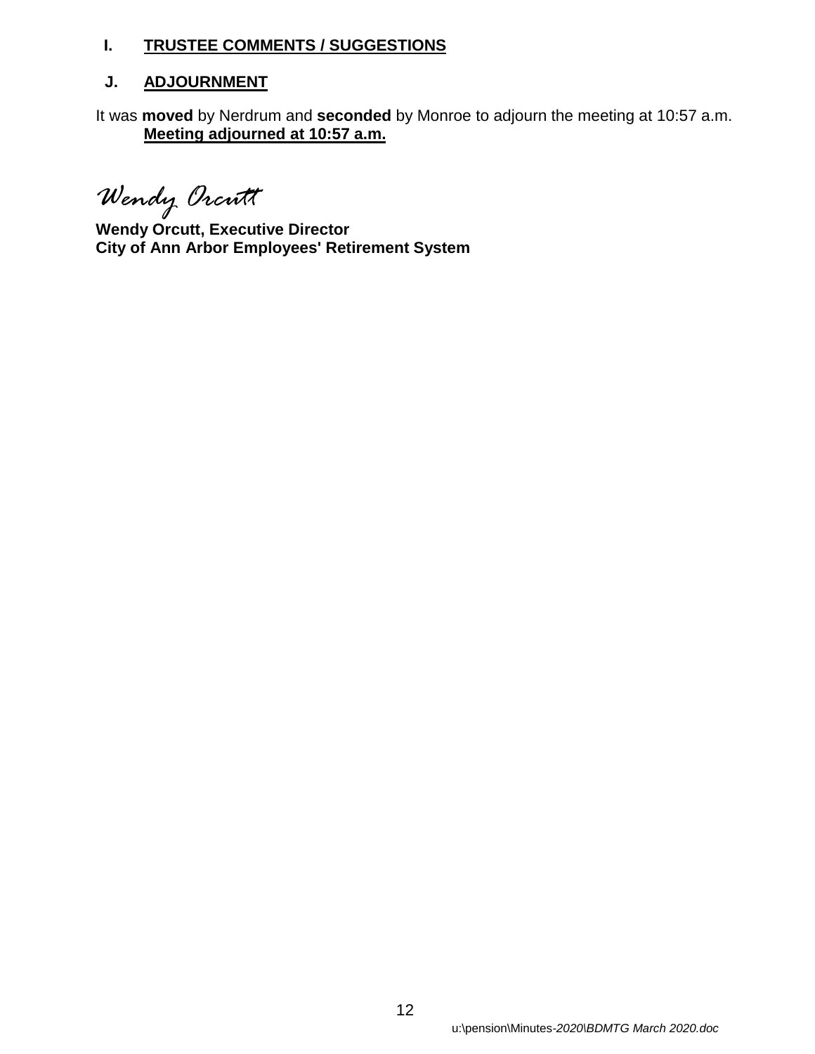## I. TRUSTEE COMMENTS / SUGGESTIONS

## J. ADJOURNMENT

It was **moved** by Nerdrum and **seconded** by Monroe to adjourn the meeting at 10:57 a.m.

**Meeting adjourned at 10:57 a.m.**

*Wendy Orcutt*

**Wendy Orcutt, Executive Director**
**City of Ann Arbor Employees' Retirement System**

u:\pension\Minutes-*2020\BDMTG March 2020.doc*